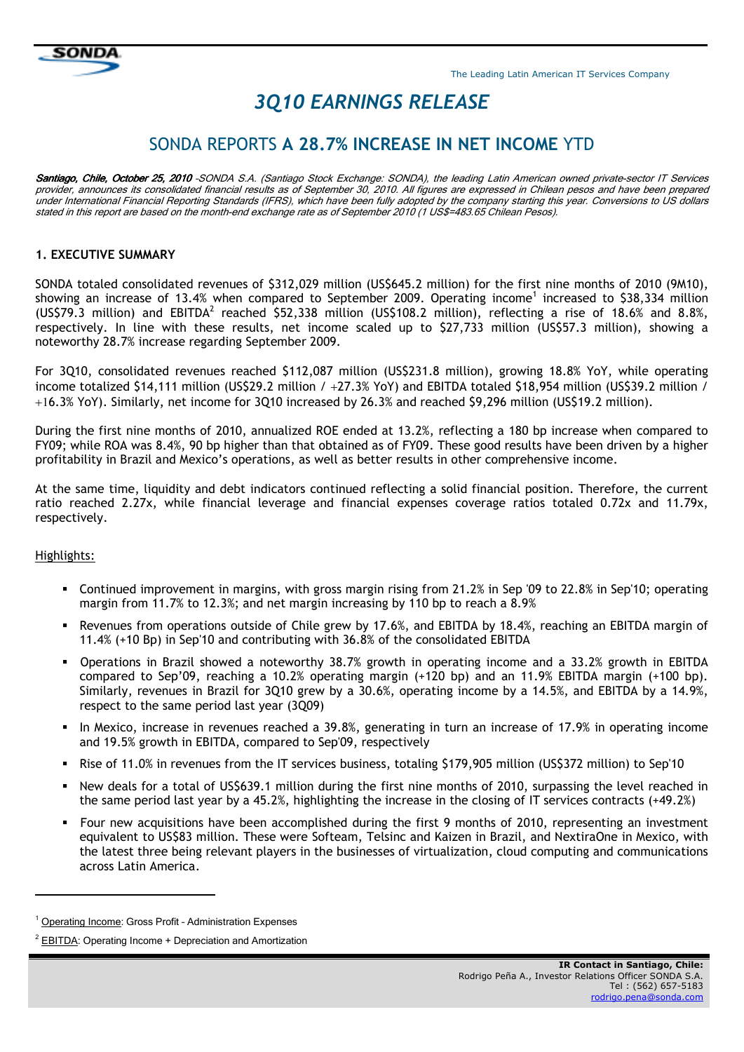SONDA

The Leading Latin American IT Services Company

# *3Q10 EARNINGS RELEASE*

## SONDA REPORTS **A 28.7% INCREASE IN NET INCOME** YTD

***Santiago, Chile, October 25, 2010*** *-SONDA S.A. (Santiago Stock Exchange: SONDA), the leading Latin American owned private-sector IT Services provider, announces its consolidated financial results as of September 30, 2010. All figures are expressed in Chilean pesos and have been prepared under International Financial Reporting Standards (IFRS), which have been fully adopted by the company starting this year. Conversions to US dollars stated in this report are based on the month-end exchange rate as of September 2010 (1 US$=483.65 Chilean Pesos).*

### 1. EXECUTIVE SUMMARY

SONDA totaled consolidated revenues of $312,029 million (US$645.2 million) for the first nine months of 2010 (9M10), showing an increase of 13.4% when compared to September 2009. Operating income[1] increased to $38,334 million (US$79.3 million) and EBITDA[2] reached $52,338 million (US$108.2 million), reflecting a rise of 18.6% and 8.8%, respectively. In line with these results, net income scaled up to $27,733 million (US$57.3 million), showing a noteworthy 28.7% increase regarding September 2009.

For 3Q10, consolidated revenues reached $112,087 million (US$231.8 million), growing 18.8% YoY, while operating income totalized $14,111 million (US$29.2 million / +27.3% YoY) and EBITDA totaled $18,954 million (US$39.2 million / +16.3% YoY). Similarly, net income for 3Q10 increased by 26.3% and reached $9,296 million (US$19.2 million).

During the first nine months of 2010, annualized ROE ended at 13.2%, reflecting a 180 bp increase when compared to FY09; while ROA was 8.4%, 90 bp higher than that obtained as of FY09. These good results have been driven by a higher profitability in Brazil and Mexico's operations, as well as better results in other comprehensive income.

At the same time, liquidity and debt indicators continued reflecting a solid financial position. Therefore, the current ratio reached 2.27x, while financial leverage and financial expenses coverage ratios totaled 0.72x and 11.79x, respectively.

Highlights:

- Continued improvement in margins, with gross margin rising from 21.2% in Sep '09 to 22.8% in Sep'10; operating margin from 11.7% to 12.3%; and net margin increasing by 110 bp to reach a 8.9%
- Revenues from operations outside of Chile grew by 17.6%, and EBITDA by 18.4%, reaching an EBITDA margin of 11.4% (+10 Bp) in Sep'10 and contributing with 36.8% of the consolidated EBITDA
- Operations in Brazil showed a noteworthy 38.7% growth in operating income and a 33.2% growth in EBITDA compared to Sep'09, reaching a 10.2% operating margin (+120 bp) and an 11.9% EBITDA margin (+100 bp). Similarly, revenues in Brazil for 3Q10 grew by a 30.6%, operating income by a 14.5%, and EBITDA by a 14.9%, respect to the same period last year (3Q09)
- In Mexico, increase in revenues reached a 39.8%, generating in turn an increase of 17.9% in operating income and 19.5% growth in EBITDA, compared to Sep'09, respectively
- Rise of 11.0% in revenues from the IT services business, totaling $179,905 million (US$372 million) to Sep'10
- New deals for a total of US$639.1 million during the first nine months of 2010, surpassing the level reached in the same period last year by a 45.2%, highlighting the increase in the closing of IT services contracts (+49.2%)
- Four new acquisitions have been accomplished during the first 9 months of 2010, representing an investment equivalent to US$83 million. These were Softeam, Telsinc and Kaizen in Brazil, and NextiraOne in Mexico, with the latest three being relevant players in the businesses of virtualization, cloud computing and communications across Latin America.

---

[1] Operating Income: Gross Profit - Administration Expenses

[2] EBITDA: Operating Income + Depreciation and Amortization

**IR Contact in Santiago, Chile:**
Rodrigo Peña A., Investor Relations Officer SONDA S.A.
Tel : (562) 657-5183
rodrigo.pena@sonda.com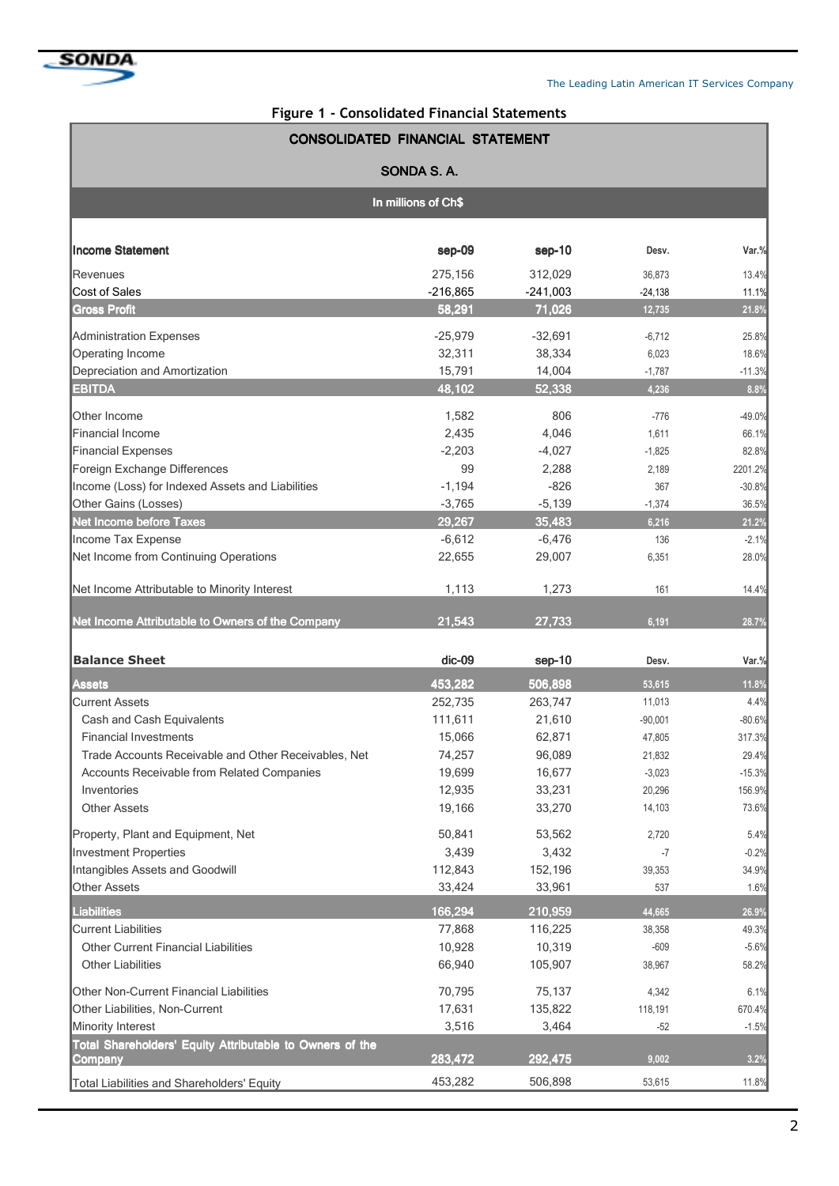**Figure 1 - Consolidated Financial Statements**

**CONSOLIDATED FINANCIAL STATEMENT**

**SONDA S. A.**

**In millions of Ch$**

| **Income Statement** | **sep-09** | **sep-10** | **Desv.** | **Var.%** |
|---|---|---|---|---|
| Revenues | 275,156 | 312,029 | 36,873 | 13.4% |
| Cost of Sales | -216,865 | -241,003 | -24,138 | 11.1% |
| **Gross Profit** | **58,291** | **71,026** | **12,735** | **21.8%** |
| Administration Expenses | -25,979 | -32,691 | -6,712 | 25.8% |
| Operating Income | 32,311 | 38,334 | 6,023 | 18.6% |
| Depreciation and Amortization | 15,791 | 14,004 | -1,787 | -11.3% |
| **EBITDA** | **48,102** | **52,338** | **4,236** | **8.8%** |
| Other Income | 1,582 | 806 | -776 | -49.0% |
| Financial Income | 2,435 | 4,046 | 1,611 | 66.1% |
| Financial Expenses | -2,203 | -4,027 | -1,825 | 82.8% |
| Foreign Exchange Differences | 99 | 2,288 | 2,189 | 2201.2% |
| Income (Loss) for Indexed Assets and Liabilities | -1,194 | -826 | 367 | -30.8% |
| Other Gains (Losses) | -3,765 | -5,139 | -1,374 | 36.5% |
| **Net Income before Taxes** | **29,267** | **35,483** | **6,216** | **21.2%** |
| Income Tax Expense | -6,612 | -6,476 | 136 | -2.1% |
| Net Income from Continuing Operations | 22,655 | 29,007 | 6,351 | 28.0% |
| Net Income Attributable to Minority Interest | 1,113 | 1,273 | 161 | 14.4% |
| **Net Income Attributable to Owners of the Company** | **21,543** | **27,733** | **6,191** | **28.7%** |

| **Balance Sheet** | **dic-09** | **sep-10** | **Desv.** | **Var.%** |
|---|---|---|---|---|
| **Assets** | **453,282** | **506,898** | **53,615** | **11.8%** |
| Current Assets | 252,735 | 263,747 | 11,013 | 4.4% |
| Cash and Cash Equivalents | 111,611 | 21,610 | -90,001 | -80.6% |
| Financial Investments | 15,066 | 62,871 | 47,805 | 317.3% |
| Trade Accounts Receivable and Other Receivables, Net | 74,257 | 96,089 | 21,832 | 29.4% |
| Accounts Receivable from Related Companies | 19,699 | 16,677 | -3,023 | -15.3% |
| Inventories | 12,935 | 33,231 | 20,296 | 156.9% |
| Other Assets | 19,166 | 33,270 | 14,103 | 73.6% |
| Property, Plant and Equipment, Net | 50,841 | 53,562 | 2,720 | 5.4% |
| Investment Properties | 3,439 | 3,432 | -7 | -0.2% |
| Intangibles Assets and Goodwill | 112,843 | 152,196 | 39,353 | 34.9% |
| Other Assets | 33,424 | 33,961 | 537 | 1.6% |
| **Liabilities** | **166,294** | **210,959** | **44,665** | **26.9%** |
| Current Liabilities | 77,868 | 116,225 | 38,358 | 49.3% |
| Other Current Financial Liabilities | 10,928 | 10,319 | -609 | -5.6% |
| Other Liabilities | 66,940 | 105,907 | 38,967 | 58.2% |
| Other Non-Current Financial Liabilities | 70,795 | 75,137 | 4,342 | 6.1% |
| Other Liabilities, Non-Current | 17,631 | 135,822 | 118,191 | 670.4% |
| Minority Interest | 3,516 | 3,464 | -52 | -1.5% |
| **Total Shareholders' Equity Attributable to Owners of the Company** | **283,472** | **292,475** | **9,002** | **3.2%** |
| Total Liabilities and Shareholders' Equity | 453,282 | 506,898 | 53,615 | 11.8% |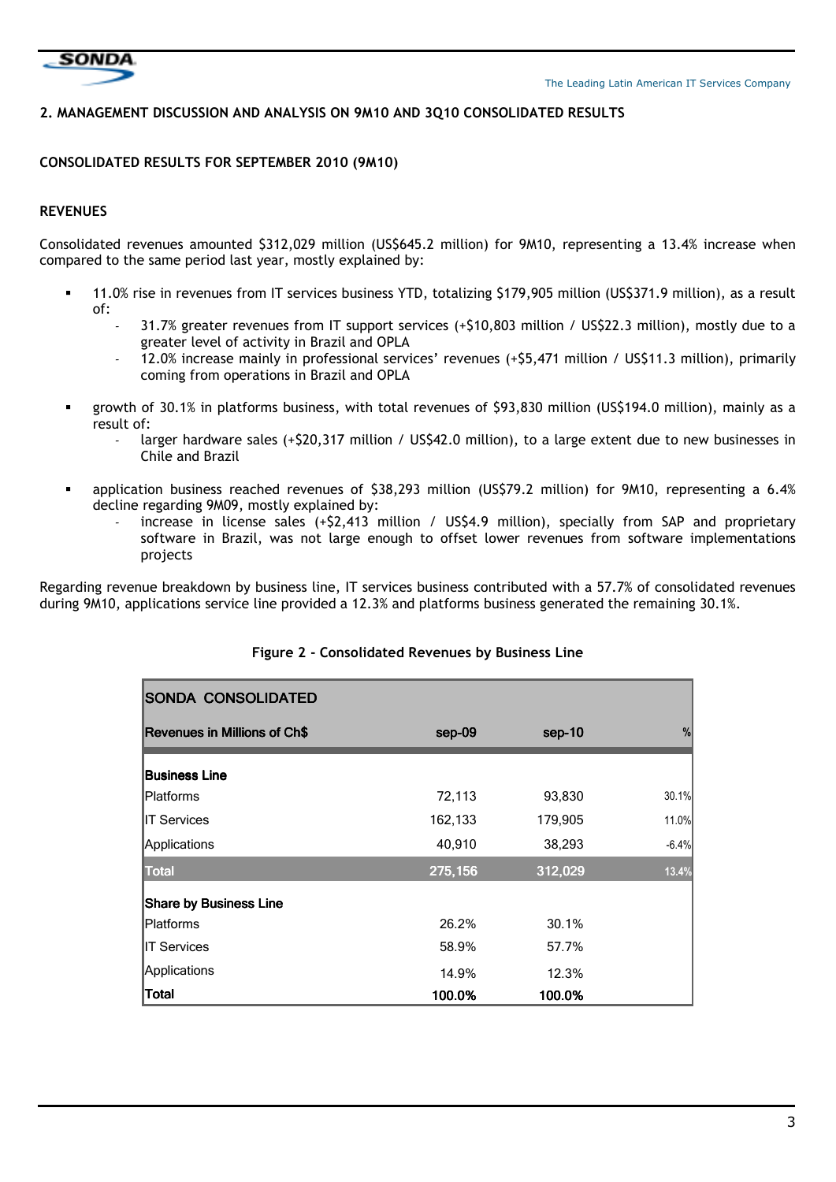## 2. MANAGEMENT DISCUSSION AND ANALYSIS ON 9M10 AND 3Q10 CONSOLIDATED RESULTS

### CONSOLIDATED RESULTS FOR SEPTEMBER 2010 (9M10)

#### REVENUES

Consolidated revenues amounted $312,029 million (US$645.2 million) for 9M10, representing a 13.4% increase when compared to the same period last year, mostly explained by:

- 11.0% rise in revenues from IT services business YTD, totalizing $179,905 million (US$371.9 million), as a result of:
  - 31.7% greater revenues from IT support services (+$10,803 million / US$22.3 million), mostly due to a greater level of activity in Brazil and OPLA
  - 12.0% increase mainly in professional services' revenues (+$5,471 million / US$11.3 million), primarily coming from operations in Brazil and OPLA

- growth of 30.1% in platforms business, with total revenues of $93,830 million (US$194.0 million), mainly as a result of:
  - larger hardware sales (+$20,317 million / US$42.0 million), to a large extent due to new businesses in Chile and Brazil

- application business reached revenues of $38,293 million (US$79.2 million) for 9M10, representing a 6.4% decline regarding 9M09, mostly explained by:
  - increase in license sales (+$2,413 million / US$4.9 million), specially from SAP and proprietary software in Brazil, was not large enough to offset lower revenues from software implementations projects

Regarding revenue breakdown by business line, IT services business contributed with a 57.7% of consolidated revenues during 9M10, applications service line provided a 12.3% and platforms business generated the remaining 30.1%.

**Figure 2 - Consolidated Revenues by Business Line**

| SONDA CONSOLIDATED | | | |
|---|---|---|---|
| **Revenues in Millions of Ch$** | **sep-09** | **sep-10** | **%** |
| **Business Line** | | | |
| Platforms | 72,113 | 93,830 | 30.1% |
| IT Services | 162,133 | 179,905 | 11.0% |
| Applications | 40,910 | 38,293 | -6.4% |
| **Total** | **275,156** | **312,029** | **13.4%** |
| **Share by Business Line** | | | |
| Platforms | 26.2% | 30.1% | |
| IT Services | 58.9% | 57.7% | |
| Applications | 14.9% | 12.3% | |
| **Total** | **100.0%** | **100.0%** | |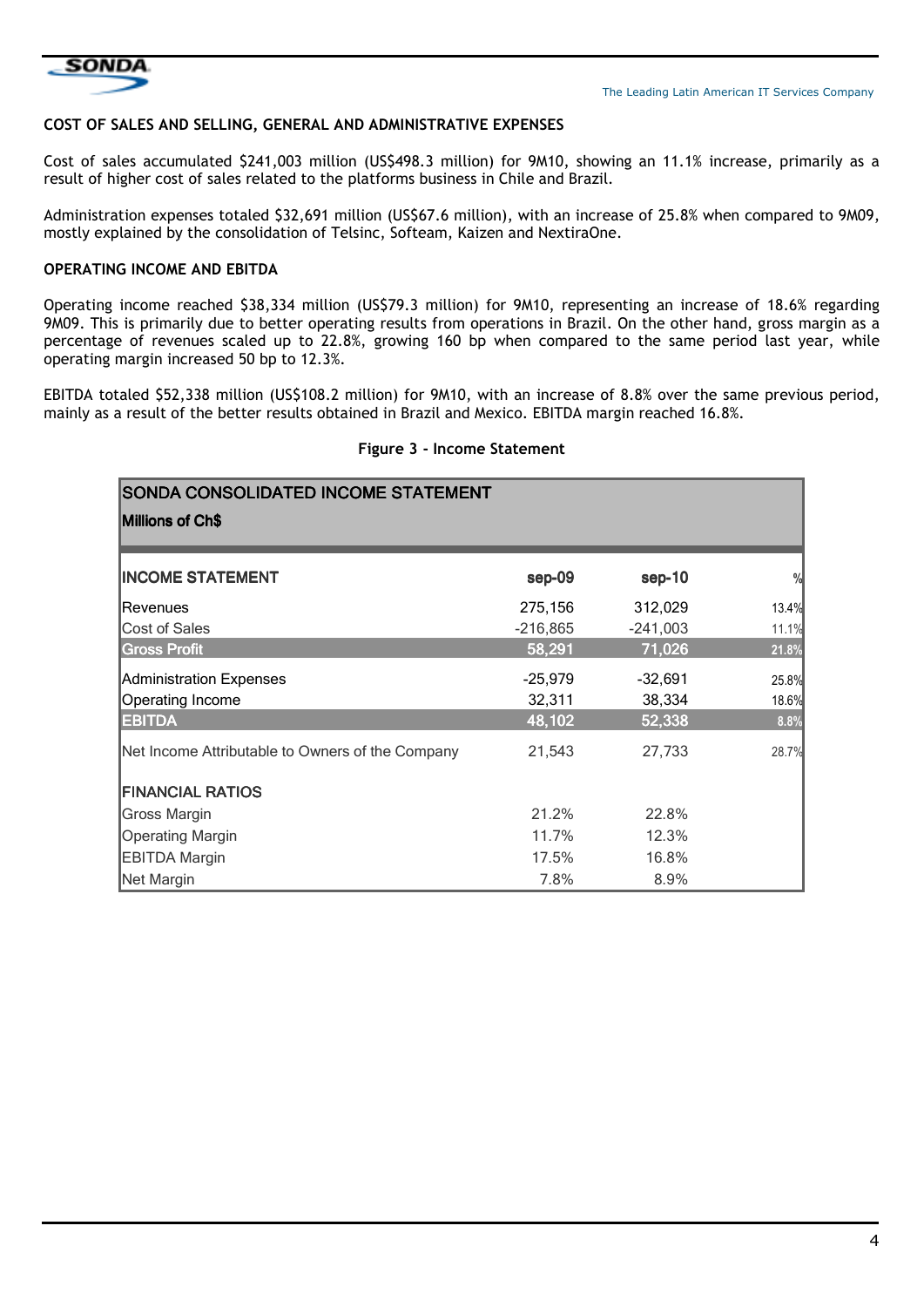## COST OF SALES AND SELLING, GENERAL AND ADMINISTRATIVE EXPENSES

Cost of sales accumulated $241,003 million (US$498.3 million) for 9M10, showing an 11.1% increase, primarily as a result of higher cost of sales related to the platforms business in Chile and Brazil.

Administration expenses totaled $32,691 million (US$67.6 million), with an increase of 25.8% when compared to 9M09, mostly explained by the consolidation of Telsinc, Softeam, Kaizen and NextiraOne.

## OPERATING INCOME AND EBITDA

Operating income reached $38,334 million (US$79.3 million) for 9M10, representing an increase of 18.6% regarding 9M09. This is primarily due to better operating results from operations in Brazil. On the other hand, gross margin as a percentage of revenues scaled up to 22.8%, growing 160 bp when compared to the same period last year, while operating margin increased 50 bp to 12.3%.

EBITDA totaled $52,338 million (US$108.2 million) for 9M10, with an increase of 8.8% over the same previous period, mainly as a result of the better results obtained in Brazil and Mexico. EBITDA margin reached 16.8%.

**Figure 3 - Income Statement**

**SONDA CONSOLIDATED INCOME STATEMENT**
**Millions of Ch$**

| INCOME STATEMENT | sep-09 | sep-10 | % |
|---|---|---|---|
| Revenues | 275,156 | 312,029 | 13.4% |
| Cost of Sales | -216,865 | -241,003 | 11.1% |
| **Gross Profit** | **58,291** | **71,026** | **21.8%** |
| Administration Expenses | -25,979 | -32,691 | 25.8% |
| Operating Income | 32,311 | 38,334 | 18.6% |
| **EBITDA** | **48,102** | **52,338** | **8.8%** |
| Net Income Attributable to Owners of the Company | 21,543 | 27,733 | 28.7% |
| **FINANCIAL RATIOS** | | | |
| Gross Margin | 21.2% | 22.8% | |
| Operating Margin | 11.7% | 12.3% | |
| EBITDA Margin | 17.5% | 16.8% | |
| Net Margin | 7.8% | 8.9% | |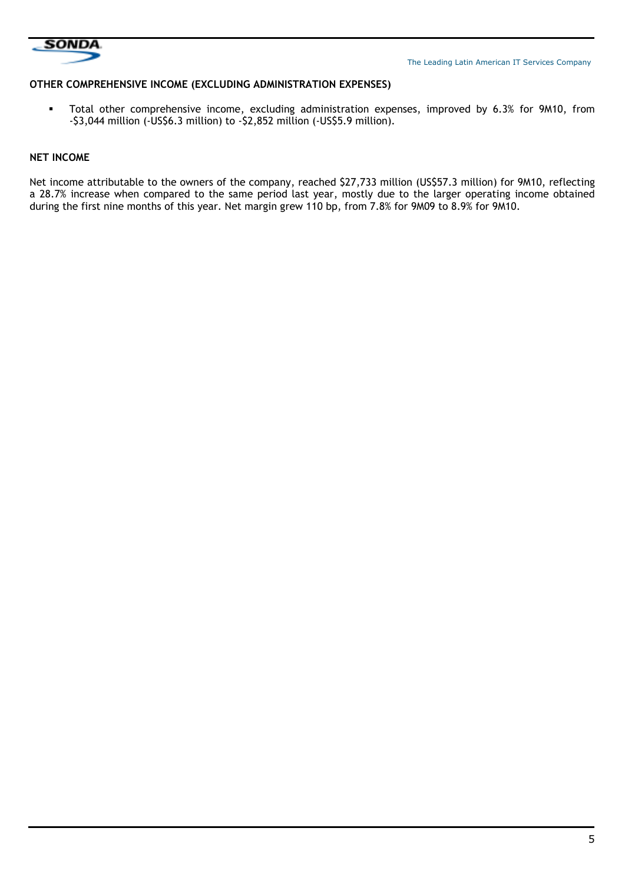## OTHER COMPREHENSIVE INCOME (EXCLUDING ADMINISTRATION EXPENSES)

- Total other comprehensive income, excluding administration expenses, improved by 6.3% for 9M10, from -$3,044 million (-US$6.3 million) to -$2,852 million (-US$5.9 million).

## NET INCOME

Net income attributable to the owners of the company, reached $27,733 million (US$57.3 million) for 9M10, reflecting a 28.7% increase when compared to the same period last year, mostly due to the larger operating income obtained during the first nine months of this year. Net margin grew 110 bp, from 7.8% for 9M09 to 8.9% for 9M10.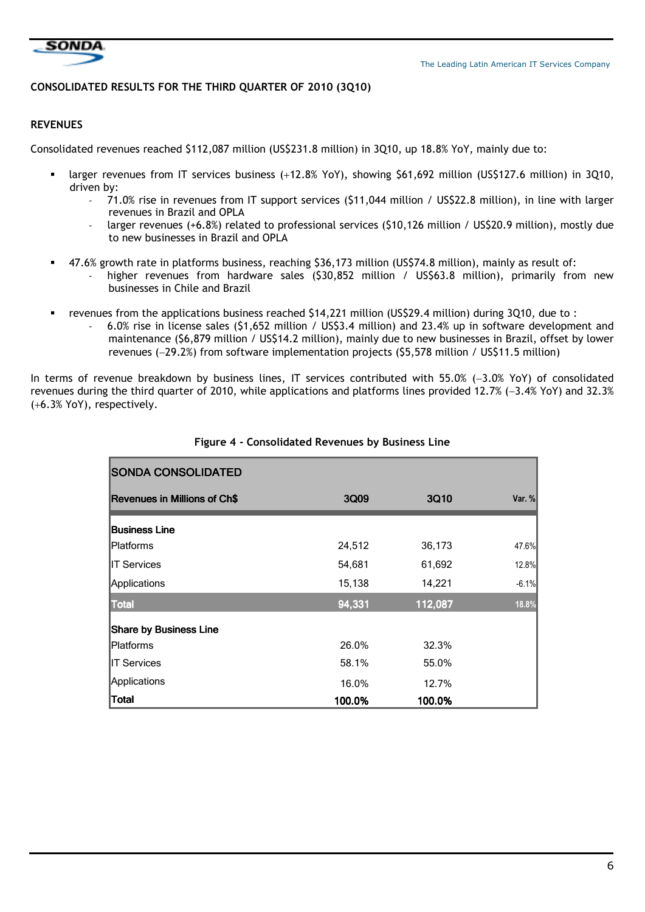## CONSOLIDATED RESULTS FOR THE THIRD QUARTER OF 2010 (3Q10)

### REVENUES

Consolidated revenues reached $112,087 million (US$231.8 million) in 3Q10, up 18.8% YoY, mainly due to:

- larger revenues from IT services business (+12.8% YoY), showing $61,692 million (US$127.6 million) in 3Q10, driven by:
  - 71.0% rise in revenues from IT support services ($11,044 million / US$22.8 million), in line with larger revenues in Brazil and OPLA
  - larger revenues (+6.8%) related to professional services ($10,126 million / US$20.9 million), mostly due to new businesses in Brazil and OPLA
- 47.6% growth rate in platforms business, reaching $36,173 million (US$74.8 million), mainly as result of:
  - higher revenues from hardware sales ($30,852 million / US$63.8 million), primarily from new businesses in Chile and Brazil
- revenues from the applications business reached $14,221 million (US$29.4 million) during 3Q10, due to :
  - 6.0% rise in license sales ($1,652 million / US$3.4 million) and 23.4% up in software development and maintenance ($6,879 million / US$14.2 million), mainly due to new businesses in Brazil, offset by lower revenues (−29.2%) from software implementation projects ($5,578 million / US$11.5 million)

In terms of revenue breakdown by business lines, IT services contributed with 55.0% (−3.0% YoY) of consolidated revenues during the third quarter of 2010, while applications and platforms lines provided 12.7% (−3.4% YoY) and 32.3% (+6.3% YoY), respectively.

**Figure 4 - Consolidated Revenues by Business Line**

| SONDA CONSOLIDATED | | | |
|---|---|---|---|
| **Revenues in Millions of Ch$** | **3Q09** | **3Q10** | **Var. %** |
| **Business Line** | | | |
| Platforms | 24,512 | 36,173 | 47.6% |
| IT Services | 54,681 | 61,692 | 12.8% |
| Applications | 15,138 | 14,221 | -6.1% |
| **Total** | **94,331** | **112,087** | **18.8%** |
| **Share by Business Line** | | | |
| Platforms | 26.0% | 32.3% | |
| IT Services | 58.1% | 55.0% | |
| Applications | 16.0% | 12.7% | |
| **Total** | **100.0%** | **100.0%** | |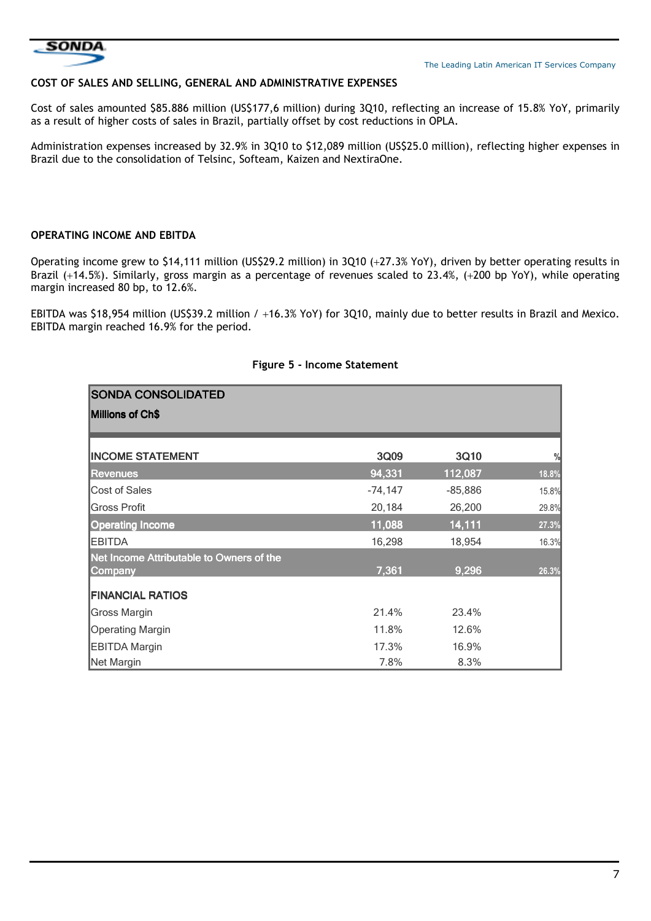## COST OF SALES AND SELLING, GENERAL AND ADMINISTRATIVE EXPENSES

Cost of sales amounted $85.886 million (US$177,6 million) during 3Q10, reflecting an increase of 15.8% YoY, primarily as a result of higher costs of sales in Brazil, partially offset by cost reductions in OPLA.

Administration expenses increased by 32.9% in 3Q10 to $12,089 million (US$25.0 million), reflecting higher expenses in Brazil due to the consolidation of Telsinc, Softeam, Kaizen and NextiraOne.

## OPERATING INCOME AND EBITDA

Operating income grew to $14,111 million (US$29.2 million) in 3Q10 (+27.3% YoY), driven by better operating results in Brazil (+14.5%). Similarly, gross margin as a percentage of revenues scaled to 23.4%, (+200 bp YoY), while operating margin increased 80 bp, to 12.6%.

EBITDA was $18,954 million (US$39.2 million / +16.3% YoY) for 3Q10, mainly due to better results in Brazil and Mexico. EBITDA margin reached 16.9% for the period.

**Figure 5 - Income Statement**

| SONDA CONSOLIDATED<br>Millions of Ch$ | | | |
|---|---|---|---|
| **INCOME STATEMENT** | **3Q09** | **3Q10** | **%** |
| **Revenues** | **94,331** | **112,087** | **18.8%** |
| Cost of Sales | -74,147 | -85,886 | 15.8% |
| Gross Profit | 20,184 | 26,200 | 29.8% |
| **Operating Income** | **11,088** | **14,111** | **27.3%** |
| EBITDA | 16,298 | 18,954 | 16.3% |
| **Net Income Attributable to Owners of the Company** | **7,361** | **9,296** | **26.3%** |
| **FINANCIAL RATIOS** | | | |
| Gross Margin | 21.4% | 23.4% | |
| Operating Margin | 11.8% | 12.6% | |
| EBITDA Margin | 17.3% | 16.9% | |
| Net Margin | 7.8% | 8.3% | |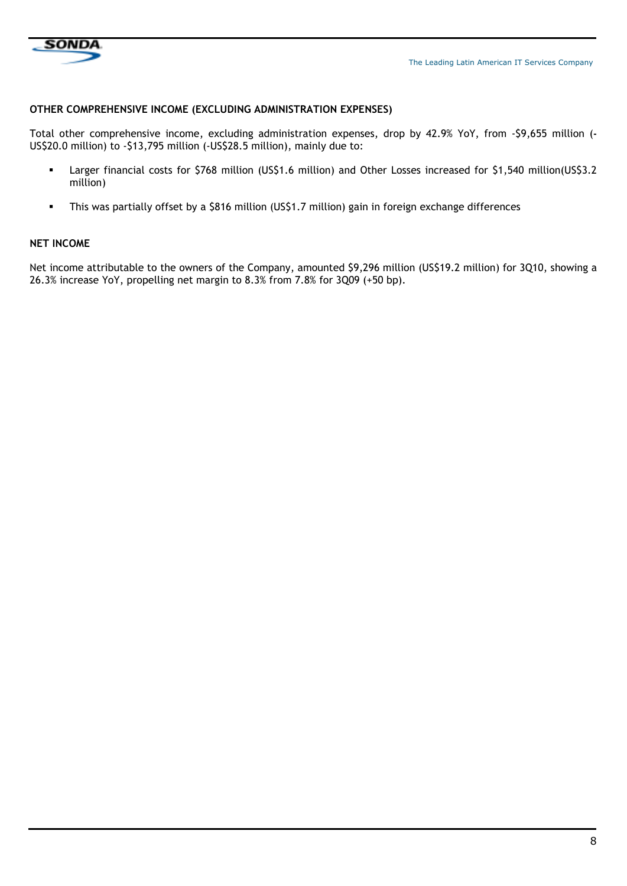## OTHER COMPREHENSIVE INCOME (EXCLUDING ADMINISTRATION EXPENSES)

Total other comprehensive income, excluding administration expenses, drop by 42.9% YoY, from -$9,655 million (-US$20.0 million) to -$13,795 million (-US$28.5 million), mainly due to:

- Larger financial costs for $768 million (US$1.6 million) and Other Losses increased for $1,540 million(US$3.2 million)
- This was partially offset by a $816 million (US$1.7 million) gain in foreign exchange differences

## NET INCOME

Net income attributable to the owners of the Company, amounted $9,296 million (US$19.2 million) for 3Q10, showing a 26.3% increase YoY, propelling net margin to 8.3% from 7.8% for 3Q09 (+50 bp).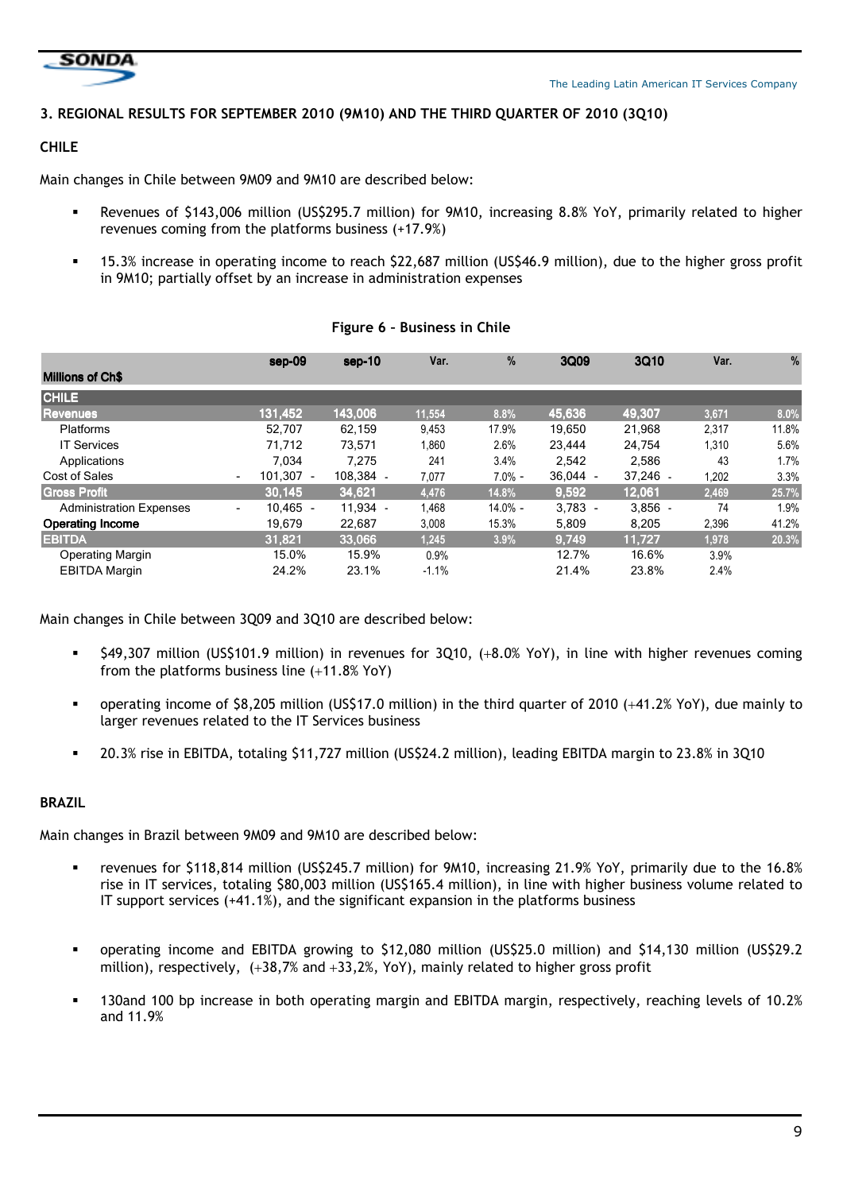## 3. REGIONAL RESULTS FOR SEPTEMBER 2010 (9M10) AND THE THIRD QUARTER OF 2010 (3Q10)

### CHILE

Main changes in Chile between 9M09 and 9M10 are described below:

- Revenues of $143,006 million (US$295.7 million) for 9M10, increasing 8.8% YoY, primarily related to higher revenues coming from the platforms business (+17.9%)
- 15.3% increase in operating income to reach $22,687 million (US$46.9 million), due to the higher gross profit in 9M10; partially offset by an increase in administration expenses

**Figure 6 – Business in Chile**

| Millions of Ch$ | sep-09 | sep-10 | Var. | % | 3Q09 | 3Q10 | Var. | % |
|---|---|---|---|---|---|---|---|---|
| **CHILE** | | | | | | | | |
| **Revenues** | 131,452 | 143,006 | 11,554 | 8.8% | 45,636 | 49,307 | 3,671 | 8.0% |
| Platforms | 52,707 | 62,159 | 9,453 | 17.9% | 19,650 | 21,968 | 2,317 | 11.8% |
| IT Services | 71,712 | 73,571 | 1,860 | 2.6% | 23,444 | 24,754 | 1,310 | 5.6% |
| Applications | 7,034 | 7,275 | 241 | 3.4% | 2,542 | 2,586 | 43 | 1.7% |
| Cost of Sales | - 101,307 | - 108,384 | - 7,077 | 7.0% | - 36,044 | - 37,246 | - 1,202 | 3.3% |
| **Gross Profit** | 30,145 | 34,621 | 4,476 | 14.8% | 9,592 | 12,061 | 2,469 | 25.7% |
| Administration Expenses | - 10,465 | - 11,934 | - 1,468 | 14.0% | - 3,783 | - 3,856 | - 74 | 1.9% |
| **Operating Income** | 19,679 | 22,687 | 3,008 | 15.3% | 5,809 | 8,205 | 2,396 | 41.2% |
| **EBITDA** | 31,821 | 33,066 | 1,245 | 3.9% | 9,749 | 11,727 | 1,978 | 20.3% |
| Operating Margin | 15.0% | 15.9% | 0.9% | | 12.7% | 16.6% | 3.9% | |
| EBITDA Margin | 24.2% | 23.1% | -1.1% | | 21.4% | 23.8% | 2.4% | |

Main changes in Chile between 3Q09 and 3Q10 are described below:

- $49,307 million (US$101.9 million) in revenues for 3Q10, (+8.0% YoY), in line with higher revenues coming from the platforms business line (+11.8% YoY)
- operating income of $8,205 million (US$17.0 million) in the third quarter of 2010 (+41.2% YoY), due mainly to larger revenues related to the IT Services business
- 20.3% rise in EBITDA, totaling $11,727 million (US$24.2 million), leading EBITDA margin to 23.8% in 3Q10

### BRAZIL

Main changes in Brazil between 9M09 and 9M10 are described below:

- revenues for $118,814 million (US$245.7 million) for 9M10, increasing 21.9% YoY, primarily due to the 16.8% rise in IT services, totaling $80,003 million (US$165.4 million), in line with higher business volume related to IT support services (+41.1%), and the significant expansion in the platforms business
- operating income and EBITDA growing to $12,080 million (US$25.0 million) and $14,130 million (US$29.2 million), respectively, (+38,7% and +33,2%, YoY), mainly related to higher gross profit
- 130and 100 bp increase in both operating margin and EBITDA margin, respectively, reaching levels of 10.2% and 11.9%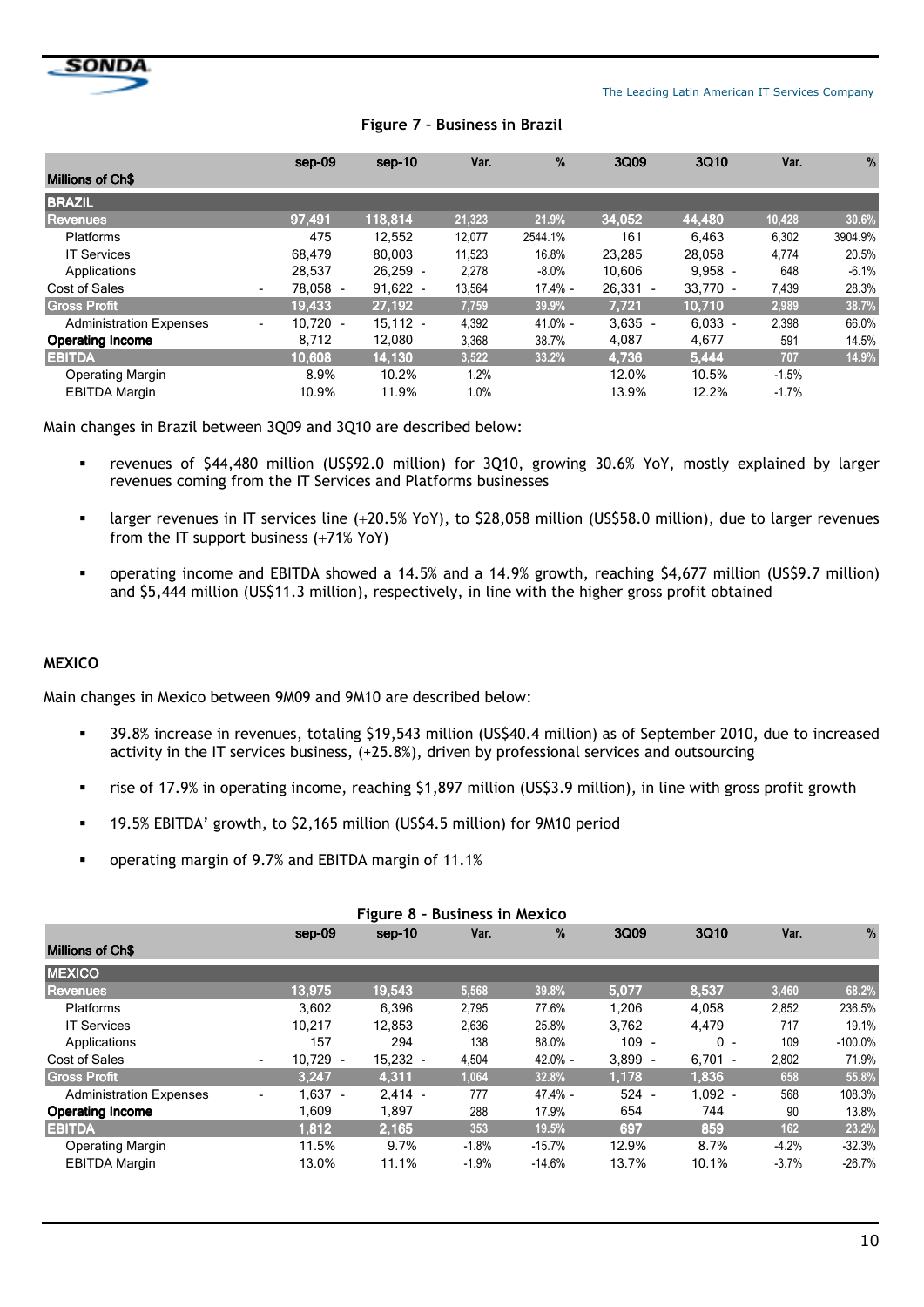**Figure 7 – Business in Brazil**

| Millions of Ch$ | sep-09 | sep-10 | Var. | % | 3Q09 | 3Q10 | Var. | % |
|---|---|---|---|---|---|---|---|---|
| **BRAZIL** | | | | | | | | |
| **Revenues** | 97,491 | 118,814 | 21,323 | 21.9% | 34,052 | 44,480 | 10,428 | 30.6% |
| Platforms | 475 | 12,552 | 12,077 | 2544.1% | 161 | 6,463 | 6,302 | 3904.9% |
| IT Services | 68,479 | 80,003 | 11,523 | 16.8% | 23,285 | 28,058 | 4,774 | 20.5% |
| Applications | 28,537 | 26,259 | - 2,278 | -8.0% | 10,606 | 9,958 | - 648 | -6.1% |
| Cost of Sales | - 78,058 | - 91,622 | - 13,564 | 17.4% | - 26,331 | - 33,770 | - 7,439 | 28.3% |
| **Gross Profit** | 19,433 | 27,192 | 7,759 | 39.9% | 7,721 | 10,710 | 2,989 | 38.7% |
| Administration Expenses | - 10,720 | - 15,112 | - 4,392 | 41.0% | - 3,635 | - 6,033 | - 2,398 | 66.0% |
| **Operating Income** | 8,712 | 12,080 | 3,368 | 38.7% | 4,087 | 4,677 | 591 | 14.5% |
| **EBITDA** | 10,608 | 14,130 | 3,522 | 33.2% | 4,736 | 5,444 | 707 | 14.9% |
| Operating Margin | 8.9% | 10.2% | 1.2% | | 12.0% | 10.5% | -1.5% | |
| EBITDA Margin | 10.9% | 11.9% | 1.0% | | 13.9% | 12.2% | -1.7% | |

Main changes in Brazil between 3Q09 and 3Q10 are described below:

- revenues of $44,480 million (US$92.0 million) for 3Q10, growing 30.6% YoY, mostly explained by larger revenues coming from the IT Services and Platforms businesses
- larger revenues in IT services line (+20.5% YoY), to $28,058 million (US$58.0 million), due to larger revenues from the IT support business (+71% YoY)
- operating income and EBITDA showed a 14.5% and a 14.9% growth, reaching $4,677 million (US$9.7 million) and $5,444 million (US$11.3 million), respectively, in line with the higher gross profit obtained

## MEXICO

Main changes in Mexico between 9M09 and 9M10 are described below:

- 39.8% increase in revenues, totaling $19,543 million (US$40.4 million) as of September 2010, due to increased activity in the IT services business, (+25.8%), driven by professional services and outsourcing
- rise of 17.9% in operating income, reaching $1,897 million (US$3.9 million), in line with gross profit growth
- 19.5% EBITDA' growth, to $2,165 million (US$4.5 million) for 9M10 period
- operating margin of 9.7% and EBITDA margin of 11.1%

**Figure 8 - Business in Mexico**

| Millions of Ch$ | sep-09 | sep-10 | Var. | % | 3Q09 | 3Q10 | Var. | % |
|---|---|---|---|---|---|---|---|---|
| **MEXICO** | | | | | | | | |
| **Revenues** | 13,975 | 19,543 | 5,568 | 39.8% | 5,077 | 8,537 | 3,460 | 68.2% |
| Platforms | 3,602 | 6,396 | 2,795 | 77.6% | 1,206 | 4,058 | 2,852 | 236.5% |
| IT Services | 10,217 | 12,853 | 2,636 | 25.8% | 3,762 | 4,479 | 717 | 19.1% |
| Applications | 157 | 294 | 138 | 88.0% | 109 | 0 | - 109 | -100.0% |
| Cost of Sales | - 10,729 | - 15,232 | - 4,504 | 42.0% | - 3,899 | - 6,701 | - 2,802 | 71.9% |
| **Gross Profit** | 3,247 | 4,311 | 1,064 | 32.8% | 1,178 | 1,836 | 658 | 55.8% |
| Administration Expenses | - 1,637 | - 2,414 | - 777 | 47.4% | - 524 | - 1,092 | - 568 | 108.3% |
| **Operating Income** | 1,609 | 1,897 | 288 | 17.9% | 654 | 744 | 90 | 13.8% |
| **EBITDA** | 1,812 | 2,165 | 353 | 19.5% | 697 | 859 | 162 | 23.2% |
| Operating Margin | 11.5% | 9.7% | -1.8% | -15.7% | 12.9% | 8.7% | -4.2% | -32.3% |
| EBITDA Margin | 13.0% | 11.1% | -1.9% | -14.6% | 13.7% | 10.1% | -3.7% | -26.7% |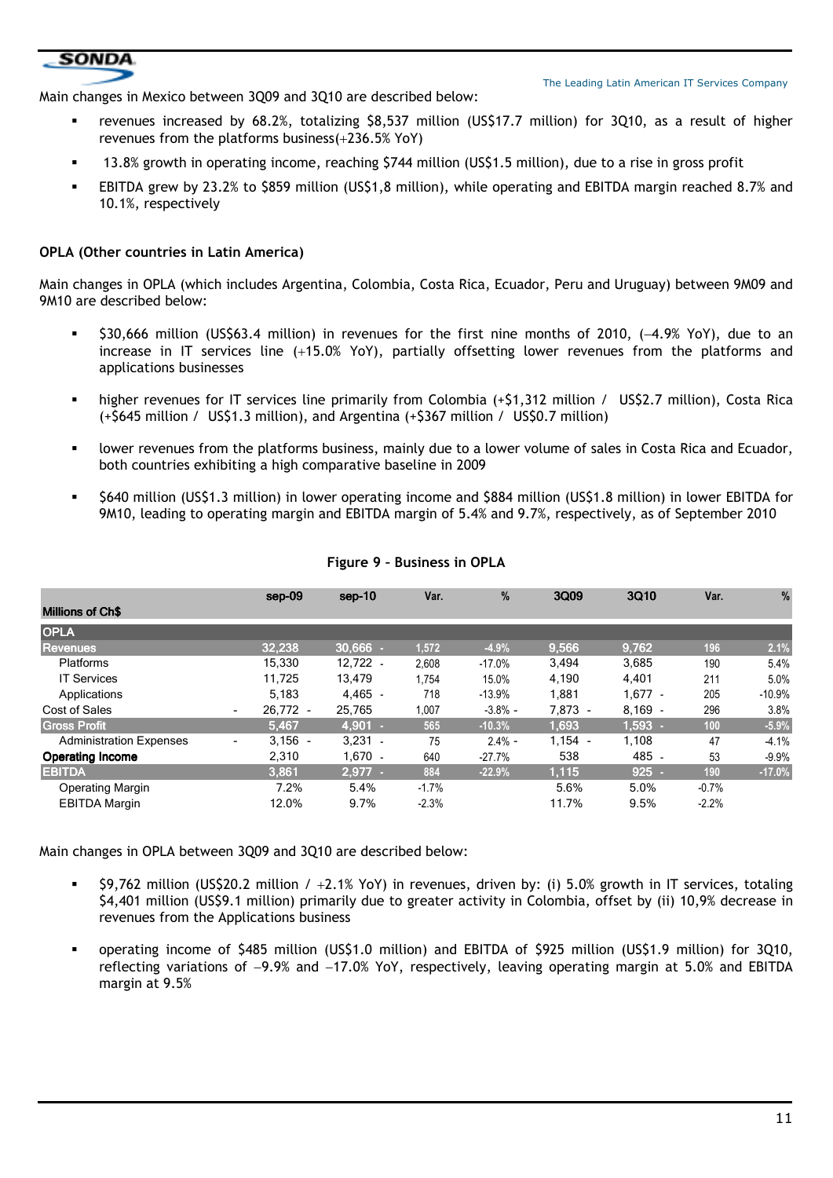Main changes in Mexico between 3Q09 and 3Q10 are described below:

- revenues increased by 68.2%, totalizing \$8,537 million (US\$17.7 million) for 3Q10, as a result of higher revenues from the platforms business(+236.5% YoY)
- 13.8% growth in operating income, reaching \$744 million (US\$1.5 million), due to a rise in gross profit
- EBITDA grew by 23.2% to \$859 million (US\$1,8 million), while operating and EBITDA margin reached 8.7% and 10.1%, respectively

**OPLA (Other countries in Latin America)**

Main changes in OPLA (which includes Argentina, Colombia, Costa Rica, Ecuador, Peru and Uruguay) between 9M09 and 9M10 are described below:

- \$30,666 million (US\$63.4 million) in revenues for the first nine months of 2010, (–4.9% YoY), due to an increase in IT services line (+15.0% YoY), partially offsetting lower revenues from the platforms and applications businesses
- higher revenues for IT services line primarily from Colombia (+\$1,312 million / US\$2.7 million), Costa Rica (+\$645 million / US\$1.3 million), and Argentina (+\$367 million / US\$0.7 million)
- lower revenues from the platforms business, mainly due to a lower volume of sales in Costa Rica and Ecuador, both countries exhibiting a high comparative baseline in 2009
- \$640 million (US\$1.3 million) in lower operating income and \$884 million (US\$1.8 million) in lower EBITDA for 9M10, leading to operating margin and EBITDA margin of 5.4% and 9.7%, respectively, as of September 2010

**Figure 9 – Business in OPLA**

| Millions of Ch$ | sep-09 | sep-10 | Var. | % | 3Q09 | 3Q10 | Var. | % |
|---|---|---|---|---|---|---|---|---|
| **OPLA** | | | | | | | | |
| **Revenues** | 32,238 | 30,666 | - 1,572 | -4.9% | 9,566 | 9,762 | 196 | 2.1% |
| Platforms | 15,330 | 12,722 | - 2,608 | -17.0% | 3,494 | 3,685 | 190 | 5.4% |
| IT Services | 11,725 | 13,479 | 1,754 | 15.0% | 4,190 | 4,401 | 211 | 5.0% |
| Applications | 5,183 | 4,465 | - 718 | -13.9% | 1,881 | 1,677 | - 205 | -10.9% |
| Cost of Sales | - 26,772 | - 25,765 | 1,007 | -3.8% | - 7,873 | - 8,169 | - 296 | 3.8% |
| **Gross Profit** | 5,467 | 4,901 | - 565 | -10.3% | 1,693 | 1,593 | - 100 | -5.9% |
| Administration Expenses | - 3,156 | - 3,231 | - 75 | 2.4% | - 1,154 | - 1,108 | 47 | -4.1% |
| **Operating Income** | 2,310 | 1,670 | - 640 | -27.7% | 538 | 485 | - 53 | -9.9% |
| **EBITDA** | 3,861 | 2,977 | - 884 | -22.9% | 1,115 | 925 | - 190 | -17.0% |
| Operating Margin | 7.2% | 5.4% | -1.7% | | 5.6% | 5.0% | -0.7% | |
| EBITDA Margin | 12.0% | 9.7% | -2.3% | | 11.7% | 9.5% | -2.2% | |

Main changes in OPLA between 3Q09 and 3Q10 are described below:

- \$9,762 million (US\$20.2 million / +2.1% YoY) in revenues, driven by: (i) 5.0% growth in IT services, totaling \$4,401 million (US\$9.1 million) primarily due to greater activity in Colombia, offset by (ii) 10,9% decrease in revenues from the Applications business
- operating income of \$485 million (US\$1.0 million) and EBITDA of \$925 million (US\$1.9 million) for 3Q10, reflecting variations of –9.9% and –17.0% YoY, respectively, leaving operating margin at 5.0% and EBITDA margin at 9.5%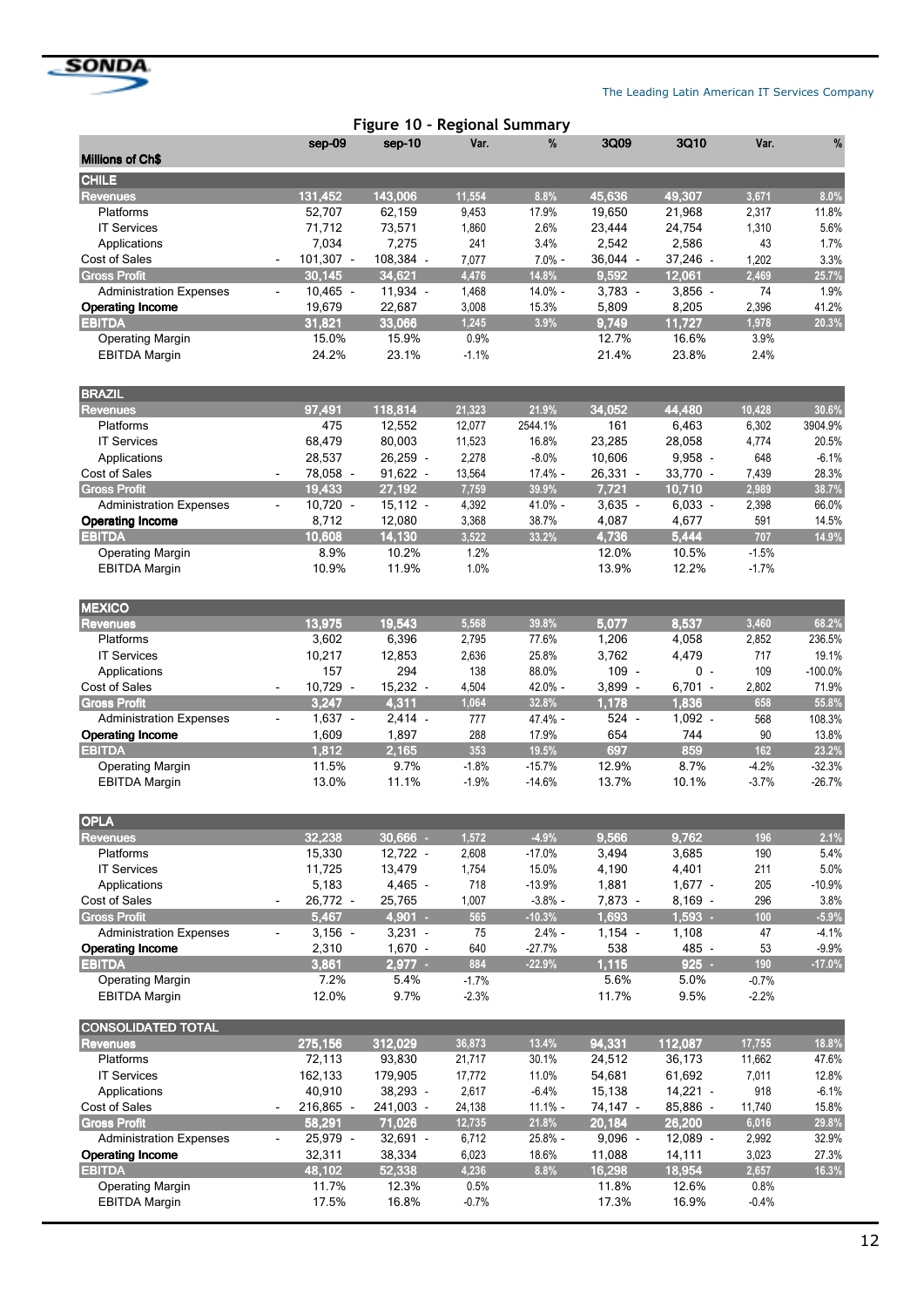## Figure 10 - Regional Summary

| Millions of Ch$ | sep-09 | sep-10 | Var. | % | 3Q09 | 3Q10 | Var. | % |
|---|---|---|---|---|---|---|---|---|
| **CHILE** | | | | | | | | |
| **Revenues** | 131,452 | 143,006 | 11,554 | 8.8% | 45,636 | 49,307 | 3,671 | 8.0% |
| Platforms | 52,707 | 62,159 | 9,453 | 17.9% | 19,650 | 21,968 | 2,317 | 11.8% |
| IT Services | 71,712 | 73,571 | 1,860 | 2.6% | 23,444 | 24,754 | 1,310 | 5.6% |
| Applications | 7,034 | 7,275 | 241 | 3.4% | 2,542 | 2,586 | 43 | 1.7% |
| Cost of Sales | - 101,307 | - 108,384 | - 7,077 | 7.0% | - 36,044 | - 37,246 | - 1,202 | 3.3% |
| **Gross Profit** | 30,145 | 34,621 | 4,476 | 14.8% | 9,592 | 12,061 | 2,469 | 25.7% |
| Administration Expenses | - 10,465 | - 11,934 | - 1,468 | 14.0% | - 3,783 | - 3,856 | - 74 | 1.9% |
| **Operating Income** | 19,679 | 22,687 | 3,008 | 15.3% | 5,809 | 8,205 | 2,396 | 41.2% |
| **EBITDA** | 31,821 | 33,066 | 1,245 | 3.9% | 9,749 | 11,727 | 1,978 | 20.3% |
| Operating Margin | 15.0% | 15.9% | 0.9% | | 12.7% | 16.6% | 3.9% | |
| EBITDA Margin | 24.2% | 23.1% | -1.1% | | 21.4% | 23.8% | 2.4% | |
| **BRAZIL** | | | | | | | | |
| **Revenues** | 97,491 | 118,814 | 21,323 | 21.9% | 34,052 | 44,480 | 10,428 | 30.6% |
| Platforms | 475 | 12,552 | 12,077 | 2544.1% | 161 | 6,463 | 6,302 | 3904.9% |
| IT Services | 68,479 | 80,003 | 11,523 | 16.8% | 23,285 | 28,058 | 4,774 | 20.5% |
| Applications | 28,537 | 26,259 | - 2,278 | -8.0% | 10,606 | 9,958 | - 648 | -6.1% |
| Cost of Sales | - 78,058 | - 91,622 | - 13,564 | 17.4% | - 26,331 | - 33,770 | - 7,439 | 28.3% |
| **Gross Profit** | 19,433 | 27,192 | 7,759 | 39.9% | 7,721 | 10,710 | 2,989 | 38.7% |
| Administration Expenses | - 10,720 | - 15,112 | - 4,392 | 41.0% | - 3,635 | - 6,033 | - 2,398 | 66.0% |
| **Operating Income** | 8,712 | 12,080 | 3,368 | 38.7% | 4,087 | 4,677 | 591 | 14.5% |
| **EBITDA** | 10,608 | 14,130 | 3,522 | 33.2% | 4,736 | 5,444 | 707 | 14.9% |
| Operating Margin | 8.9% | 10.2% | 1.2% | | 12.0% | 10.5% | -1.5% | |
| EBITDA Margin | 10.9% | 11.9% | 1.0% | | 13.9% | 12.2% | -1.7% | |
| **MEXICO** | | | | | | | | |
| **Revenues** | 13,975 | 19,543 | 5,568 | 39.8% | 5,077 | 8,537 | 3,460 | 68.2% |
| Platforms | 3,602 | 6,396 | 2,795 | 77.6% | 1,206 | 4,058 | 2,852 | 236.5% |
| IT Services | 10,217 | 12,853 | 2,636 | 25.8% | 3,762 | 4,479 | 717 | 19.1% |
| Applications | 157 | 294 | 138 | 88.0% | 109 | 0 | - 109 | -100.0% |
| Cost of Sales | - 10,729 | - 15,232 | - 4,504 | 42.0% | - 3,899 | - 6,701 | - 2,802 | 71.9% |
| **Gross Profit** | 3,247 | 4,311 | 1,064 | 32.8% | 1,178 | 1,836 | 658 | 55.8% |
| Administration Expenses | - 1,637 | - 2,414 | - 777 | 47.4% | - 524 | - 1,092 | - 568 | 108.3% |
| **Operating Income** | 1,609 | 1,897 | 288 | 17.9% | 654 | 744 | 90 | 13.8% |
| **EBITDA** | 1,812 | 2,165 | 353 | 19.5% | 697 | 859 | 162 | 23.2% |
| Operating Margin | 11.5% | 9.7% | -1.8% | -15.7% | 12.9% | 8.7% | -4.2% | -32.3% |
| EBITDA Margin | 13.0% | 11.1% | -1.9% | -14.6% | 13.7% | 10.1% | -3.7% | -26.7% |
| **OPLA** | | | | | | | | |
| **Revenues** | 32,238 | 30,666 | - 1,572 | -4.9% | 9,566 | 9,762 | 196 | 2.1% |
| Platforms | 15,330 | 12,722 | - 2,608 | -17.0% | 3,494 | 3,685 | 190 | 5.4% |
| IT Services | 11,725 | 13,479 | 1,754 | 15.0% | 4,190 | 4,401 | 211 | 5.0% |
| Applications | 5,183 | 4,465 | - 718 | -13.9% | 1,881 | 1,677 | - 205 | -10.9% |
| Cost of Sales | - 26,772 | - 25,765 | 1,007 | -3.8% | - 7,873 | - 8,169 | - 296 | 3.8% |
| **Gross Profit** | 5,467 | 4,901 | - 565 | -10.3% | 1,693 | 1,593 | - 100 | -5.9% |
| Administration Expenses | - 3,156 | - 3,231 | - 75 | 2.4% | - 1,154 | - 1,108 | 47 | -4.1% |
| **Operating Income** | 2,310 | 1,670 | - 640 | -27.7% | 538 | 485 | - 53 | -9.9% |
| **EBITDA** | 3,861 | 2,977 | - 884 | -22.9% | 1,115 | 925 | - 190 | -17.0% |
| Operating Margin | 7.2% | 5.4% | -1.7% | | 5.6% | 5.0% | -0.7% | |
| EBITDA Margin | 12.0% | 9.7% | -2.3% | | 11.7% | 9.5% | -2.2% | |
| **CONSOLIDATED TOTAL** | | | | | | | | |
| **Revenues** | 275,156 | 312,029 | 36,873 | 13.4% | 94,331 | 112,087 | 17,755 | 18.8% |
| Platforms | 72,113 | 93,830 | 21,717 | 30.1% | 24,512 | 36,173 | 11,662 | 47.6% |
| IT Services | 162,133 | 179,905 | 17,772 | 11.0% | 54,681 | 61,692 | 7,011 | 12.8% |
| Applications | 40,910 | 38,293 | - 2,617 | -6.4% | 15,138 | 14,221 | - 918 | -6.1% |
| Cost of Sales | - 216,865 | - 241,003 | - 24,138 | 11.1% | - 74,147 | - 85,886 | - 11,740 | 15.8% |
| **Gross Profit** | 58,291 | 71,026 | 12,735 | 21.8% | 20,184 | 26,200 | 6,016 | 29.8% |
| Administration Expenses | - 25,979 | - 32,691 | - 6,712 | 25.8% | - 9,096 | - 12,089 | - 2,992 | 32.9% |
| **Operating Income** | 32,311 | 38,334 | 6,023 | 18.6% | 11,088 | 14,111 | 3,023 | 27.3% |
| **EBITDA** | 48,102 | 52,338 | 4,236 | 8.8% | 16,298 | 18,954 | 2,657 | 16.3% |
| Operating Margin | 11.7% | 12.3% | 0.5% | | 11.8% | 12.6% | 0.8% | |
| EBITDA Margin | 17.5% | 16.8% | -0.7% | | 17.3% | 16.9% | -0.4% | |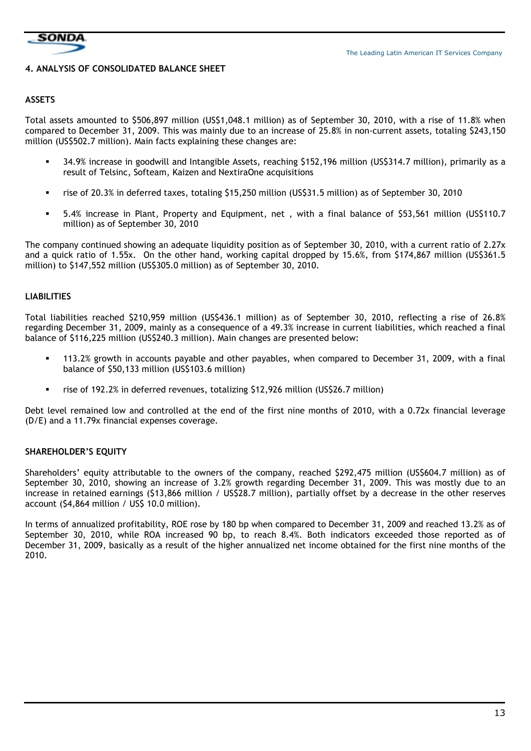## 4. ANALYSIS OF CONSOLIDATED BALANCE SHEET

### ASSETS

Total assets amounted to $506,897 million (US$1,048.1 million) as of September 30, 2010, with a rise of 11.8% when compared to December 31, 2009. This was mainly due to an increase of 25.8% in non-current assets, totaling $243,150 million (US$502.7 million). Main facts explaining these changes are:

- 34.9% increase in goodwill and Intangible Assets, reaching $152,196 million (US$314.7 million), primarily as a result of Telsinc, Softeam, Kaizen and NextiraOne acquisitions
- rise of 20.3% in deferred taxes, totaling $15,250 million (US$31.5 million) as of September 30, 2010
- 5.4% increase in Plant, Property and Equipment, net , with a final balance of $53,561 million (US$110.7 million) as of September 30, 2010

The company continued showing an adequate liquidity position as of September 30, 2010, with a current ratio of 2.27x and a quick ratio of 1.55x. On the other hand, working capital dropped by 15.6%, from $174,867 million (US$361.5 million) to $147,552 million (US$305.0 million) as of September 30, 2010.

### LIABILITIES

Total liabilities reached $210,959 million (US$436.1 million) as of September 30, 2010, reflecting a rise of 26.8% regarding December 31, 2009, mainly as a consequence of a 49.3% increase in current liabilities, which reached a final balance of $116,225 million (US$240.3 million). Main changes are presented below:

- 113.2% growth in accounts payable and other payables, when compared to December 31, 2009, with a final balance of $50,133 million (US$103.6 million)
- rise of 192.2% in deferred revenues, totalizing $12,926 million (US$26.7 million)

Debt level remained low and controlled at the end of the first nine months of 2010, with a 0.72x financial leverage (D/E) and a 11.79x financial expenses coverage.

### SHAREHOLDER'S EQUITY

Shareholders' equity attributable to the owners of the company, reached $292,475 million (US$604.7 million) as of September 30, 2010, showing an increase of 3.2% growth regarding December 31, 2009. This was mostly due to an increase in retained earnings ($13,866 million / US$28.7 million), partially offset by a decrease in the other reserves account ($4,864 million / US$ 10.0 million).

In terms of annualized profitability, ROE rose by 180 bp when compared to December 31, 2009 and reached 13.2% as of September 30, 2010, while ROA increased 90 bp, to reach 8.4%. Both indicators exceeded those reported as of December 31, 2009, basically as a result of the higher annualized net income obtained for the first nine months of the 2010.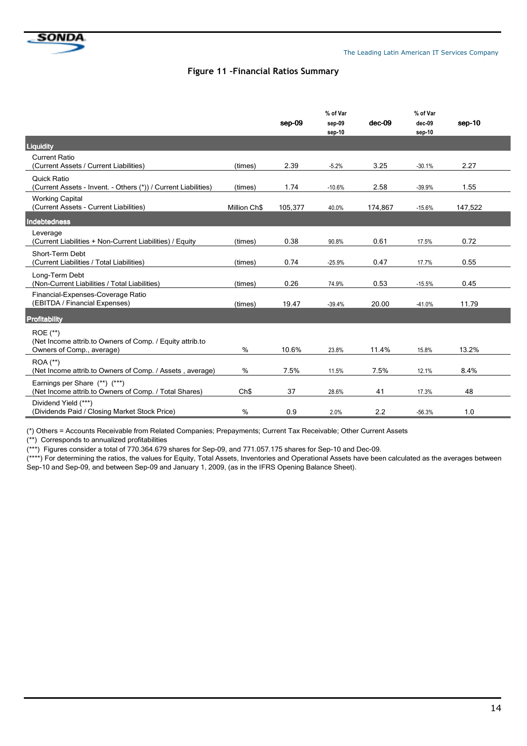## Figure 11 –Financial Ratios Summary

| | | sep-09 | % of Var sep-09 sep-10 | dec-09 | % of Var dec-09 sep-10 | sep-10 |
|---|---|---|---|---|---|---|
| **Liquidity** | | | | | | |
| Current Ratio (Current Assets / Current Liabilities) | (times) | 2.39 | -5.2% | 3.25 | -30.1% | 2.27 |
| Quick Ratio (Current Assets - Invent. - Others (*)) / Current Liabilities) | (times) | 1.74 | -10.6% | 2.58 | -39.9% | 1.55 |
| Working Capital (Current Assets - Current Liabilities) | Million Ch$ | 105,377 | 40.0% | 174,867 | -15.6% | 147,522 |
| **Indebtedness** | | | | | | |
| Leverage (Current Liabilities + Non-Current Liabilities) / Equity | (times) | 0.38 | 90.8% | 0.61 | 17.5% | 0.72 |
| Short-Term Debt (Current Liabilities / Total Liabilities) | (times) | 0.74 | -25.9% | 0.47 | 17.7% | 0.55 |
| Long-Term Debt (Non-Current Liabilities / Total Liabilities) | (times) | 0.26 | 74.9% | 0.53 | -15.5% | 0.45 |
| Financial-Expenses-Coverage Ratio (EBITDA / Financial Expenses) | (times) | 19.47 | -39.4% | 20.00 | -41.0% | 11.79 |
| **Profitability** | | | | | | |
| ROE (**) (Net Income attrib.to Owners of Comp. / Equity attrib.to Owners of Comp., average) | % | 10.6% | 23.8% | 11.4% | 15.8% | 13.2% |
| ROA (**) (Net Income attrib.to Owners of Comp. / Assets , average) | % | 7.5% | 11.5% | 7.5% | 12.1% | 8.4% |
| Earnings per Share (**) (***) (Net Income attrib.to Owners of Comp. / Total Shares) | Ch$ | 37 | 28.6% | 41 | 17.3% | 48 |
| Dividend Yield (***) (Dividends Paid / Closing Market Stock Price) | % | 0.9 | 2.0% | 2.2 | -56.3% | 1.0 |

(*) Others = Accounts Receivable from Related Companies; Prepayments; Current Tax Receivable; Other Current Assets

(**) Corresponds to annualized profitabilities

(***) Figures consider a total of 770.364.679 shares for Sep-09, and 771.057.175 shares for Sep-10 and Dec-09.

(****) For determining the ratios, the values for Equity, Total Assets, Inventories and Operational Assets have been calculated as the averages between Sep-10 and Sep-09, and between Sep-09 and January 1, 2009, (as in the IFRS Opening Balance Sheet).